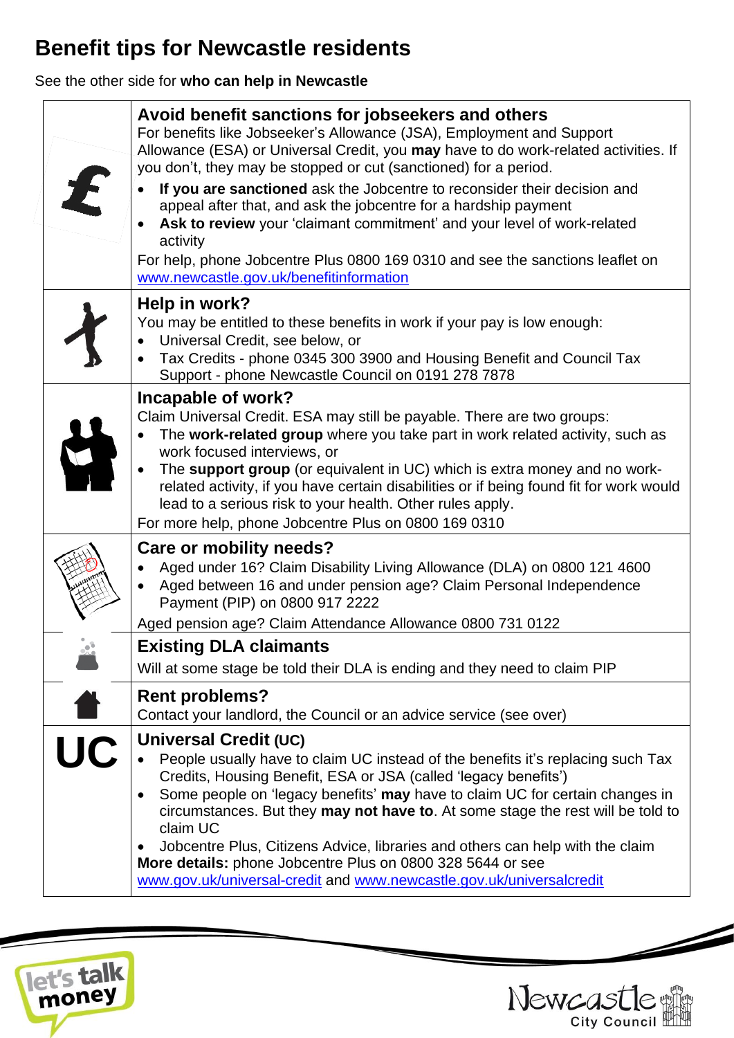# Benefit tips for Newcastle residents

See the other side for **who can help in Newcastle**

## Avoid benefit sanctions for jobseekers and others

For benefits like Jobseeker's Allowance (JSA), Employment and Support Allowance (ESA) or Universal Credit, you **may** have to do work-related activities. If you don't, they may be stopped or cut (sanctioned) for a period.

- **If you are sanctioned** ask the Jobcentre to reconsider their decision and appeal after that, and ask the jobcentre for a hardship payment
- **Ask to review** your 'claimant commitment' and your level of work-related activity

For help, phone Jobcentre Plus 0800 169 0310 and see the sanctions leaflet on www.newcastle.gov.uk/benefitinformation

## Help in work?

You may be entitled to these benefits in work if your pay is low enough:

- Universal Credit, see below, or
- Tax Credits - phone 0345 300 3900 and Housing Benefit and Council Tax Support - phone Newcastle Council on 0191 278 7878

## Incapable of work?

Claim Universal Credit. ESA may still be payable. There are two groups:

- The **work-related group** where you take part in work related activity, such as work focused interviews, or
- The **support group** (or equivalent in UC) which is extra money and no work-related activity, if you have certain disabilities or if being found fit for work would lead to a serious risk to your health. Other rules apply.

For more help, phone Jobcentre Plus on 0800 169 0310

## Care or mobility needs?

- Aged under 16? Claim Disability Living Allowance (DLA) on 0800 121 4600
- Aged between 16 and under pension age? Claim Personal Independence Payment (PIP) on 0800 917 2222

Aged pension age? Claim Attendance Allowance 0800 731 0122

## Existing DLA claimants

Will at some stage be told their DLA is ending and they need to claim PIP

## Rent problems?

Contact your landlord, the Council or an advice service (see over)

## Universal Credit (UC)

- People usually have to claim UC instead of the benefits it's replacing such Tax Credits, Housing Benefit, ESA or JSA (called 'legacy benefits')
- Some people on 'legacy benefits' **may** have to claim UC for certain changes in circumstances. But they **may not have to**. At some stage the rest will be told to claim UC
- Jobcentre Plus, Citizens Advice, libraries and others can help with the claim

**More details:** phone Jobcentre Plus on 0800 328 5644 or see www.gov.uk/universal-credit and www.newcastle.gov.uk/universalcredit

let's talk money

Newcastle City Council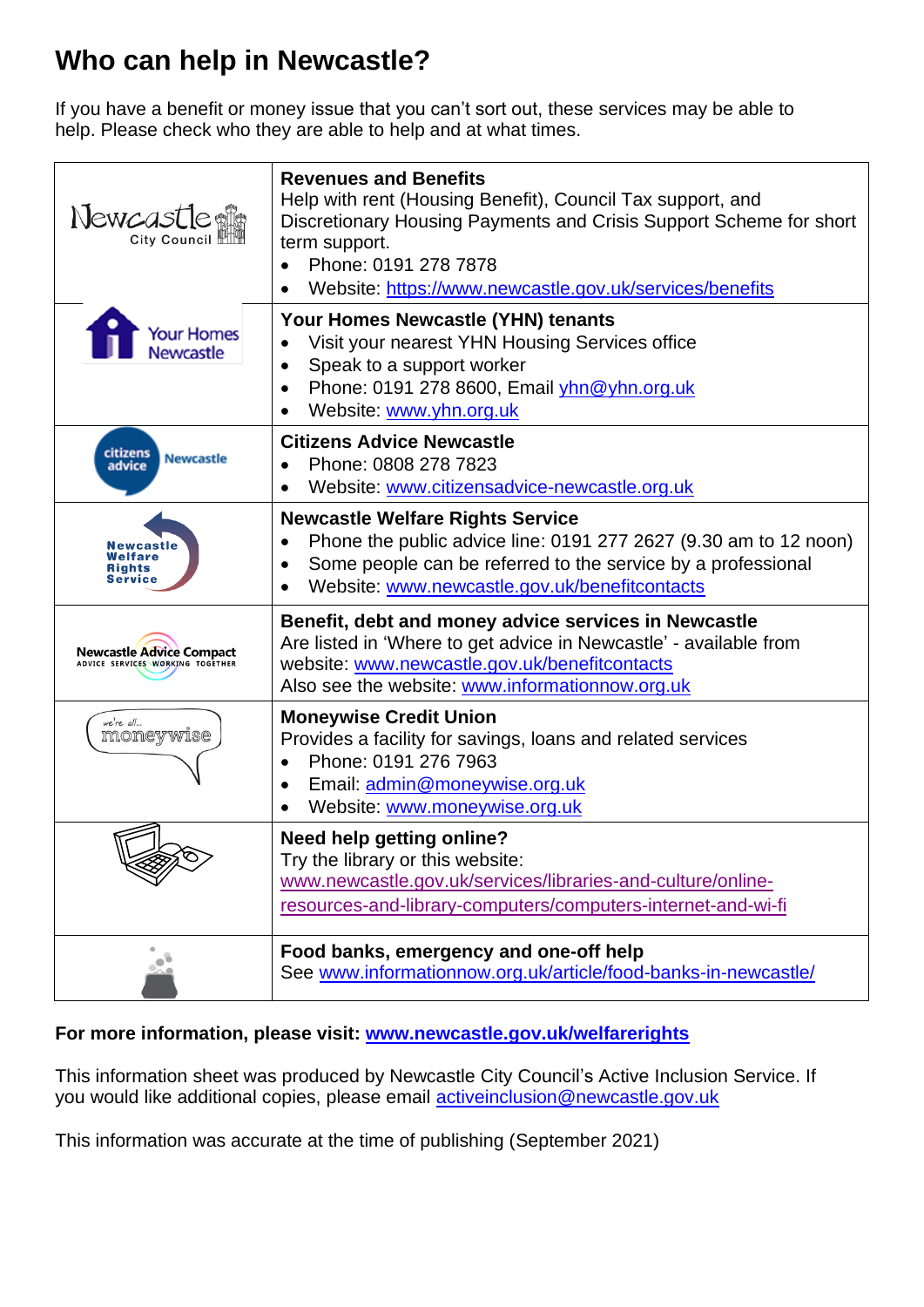# Who can help in Newcastle?

If you have a benefit or money issue that you can't sort out, these services may be able to help. Please check who they are able to help and at what times.

| | |
|---|---|
| Newcastle City Council | **Revenues and Benefits**<br>Help with rent (Housing Benefit), Council Tax support, and Discretionary Housing Payments and Crisis Support Scheme for short term support.<br>• Phone: 0191 278 7878<br>• Website: https://www.newcastle.gov.uk/services/benefits |
| Your Homes Newcastle | **Your Homes Newcastle (YHN) tenants**<br>• Visit your nearest YHN Housing Services office<br>• Speak to a support worker<br>• Phone: 0191 278 8600, Email yhn@yhn.org.uk<br>• Website: www.yhn.org.uk |
| citizens advice Newcastle | **Citizens Advice Newcastle**<br>• Phone: 0808 278 7823<br>• Website: www.citizensadvice-newcastle.org.uk |
| Newcastle Welfare Rights Service | **Newcastle Welfare Rights Service**<br>• Phone the public advice line: 0191 277 2627 (9.30 am to 12 noon)<br>• Some people can be referred to the service by a professional<br>• Website: www.newcastle.gov.uk/benefitcontacts |
| Newcastle Advice Compact ADVICE SERVICES WORKING TOGETHER | **Benefit, debt and money advice services in Newcastle**<br>Are listed in 'Where to get advice in Newcastle' - available from website: www.newcastle.gov.uk/benefitcontacts<br>Also see the website: www.informationnow.org.uk |
| we're all... moneywise | **Moneywise Credit Union**<br>Provides a facility for savings, loans and related services<br>• Phone: 0191 276 7963<br>• Email: admin@moneywise.org.uk<br>• Website: www.moneywise.org.uk |
| | **Need help getting online?**<br>Try the library or this website:<br>www.newcastle.gov.uk/services/libraries-and-culture/online-resources-and-library-computers/computers-internet-and-wi-fi |
| | **Food banks, emergency and one-off help**<br>See www.informationnow.org.uk/article/food-banks-in-newcastle/ |

**For more information, please visit: www.newcastle.gov.uk/welfarerights**

This information sheet was produced by Newcastle City Council's Active Inclusion Service. If you would like additional copies, please email activeinclusion@newcastle.gov.uk

This information was accurate at the time of publishing (September 2021)